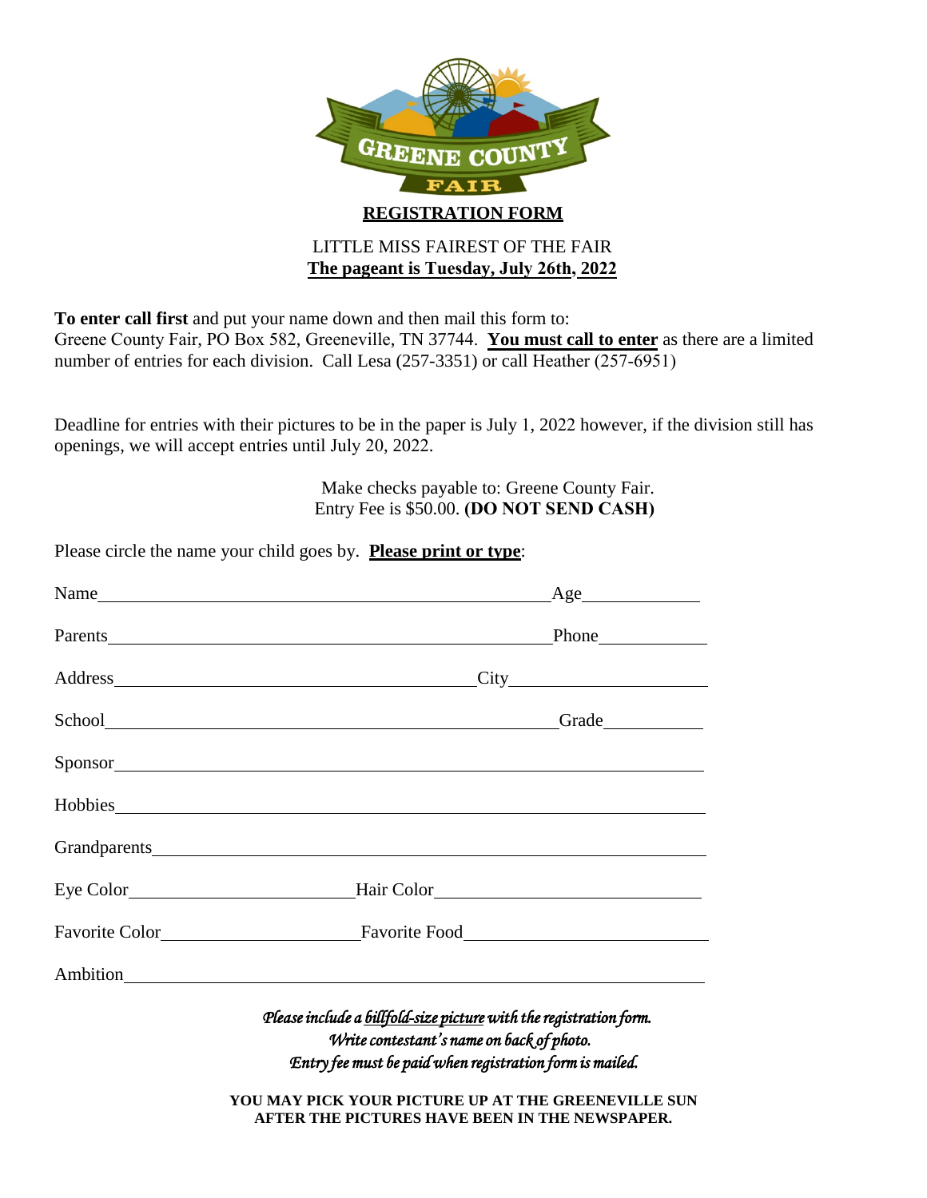GREENE COUNTY FAIR

## REGISTRATION FORM

LITTLE MISS FAIREST OF THE FAIR

**The pageant is Tuesday, July 26th, 2022**

**To enter call first** and put your name down and then mail this form to:
Greene County Fair, PO Box 582, Greeneville, TN 37744. **You must call to enter** as there are a limited number of entries for each division. Call Lesa (257-3351) or call Heather (257-6951)

Deadline for entries with their pictures to be in the paper is July 1, 2022 however, if the division still has openings, we will accept entries until July 20, 2022.

Make checks payable to: Greene County Fair.
Entry Fee is $50.00. **(DO NOT SEND CASH)**

Please circle the name your child goes by. **Please print or type**:

Name\_\_\_\_\_\_\_\_\_\_\_\_\_\_\_\_\_\_\_\_\_\_\_\_\_\_\_\_\_\_\_\_\_\_\_\_\_\_\_\_ Age\_\_\_\_\_\_\_\_\_\_

Parents\_\_\_\_\_\_\_\_\_\_\_\_\_\_\_\_\_\_\_\_\_\_\_\_\_\_\_\_\_\_\_\_\_\_\_\_\_\_\_\_ Phone\_\_\_\_\_\_\_\_\_\_

Address\_\_\_\_\_\_\_\_\_\_\_\_\_\_\_\_\_\_\_\_\_\_\_\_\_\_\_\_\_\_\_\_ City\_\_\_\_\_\_\_\_\_\_\_\_\_\_\_\_\_\_

School\_\_\_\_\_\_\_\_\_\_\_\_\_\_\_\_\_\_\_\_\_\_\_\_\_\_\_\_\_\_\_\_\_\_\_\_\_\_\_\_ Grade\_\_\_\_\_\_\_\_\_\_

Sponsor\_\_\_\_\_\_\_\_\_\_\_\_\_\_\_\_\_\_\_\_\_\_\_\_\_\_\_\_\_\_\_\_\_\_\_\_\_\_\_\_\_\_\_\_\_\_\_\_\_\_\_\_\_\_

Hobbies\_\_\_\_\_\_\_\_\_\_\_\_\_\_\_\_\_\_\_\_\_\_\_\_\_\_\_\_\_\_\_\_\_\_\_\_\_\_\_\_\_\_\_\_\_\_\_\_\_\_\_\_\_\_

Grandparents\_\_\_\_\_\_\_\_\_\_\_\_\_\_\_\_\_\_\_\_\_\_\_\_\_\_\_\_\_\_\_\_\_\_\_\_\_\_\_\_\_\_\_\_\_\_\_\_\_\_

Eye Color\_\_\_\_\_\_\_\_\_\_\_\_\_\_\_\_\_\_\_\_ Hair Color\_\_\_\_\_\_\_\_\_\_\_\_\_\_\_\_\_\_\_\_\_\_\_\_

Favorite Color\_\_\_\_\_\_\_\_\_\_\_\_\_\_\_\_\_\_ Favorite Food\_\_\_\_\_\_\_\_\_\_\_\_\_\_\_\_\_\_\_\_\_\_

Ambition\_\_\_\_\_\_\_\_\_\_\_\_\_\_\_\_\_\_\_\_\_\_\_\_\_\_\_\_\_\_\_\_\_\_\_\_\_\_\_\_\_\_\_\_\_\_\_\_\_\_\_\_\_

*Please include a billfold-size picture with the registration form.*
*Write contestant's name on back of photo.*
*Entry fee must be paid when registration form is mailed.*

**YOU MAY PICK YOUR PICTURE UP AT THE GREENEVILLE SUN AFTER THE PICTURES HAVE BEEN IN THE NEWSPAPER.**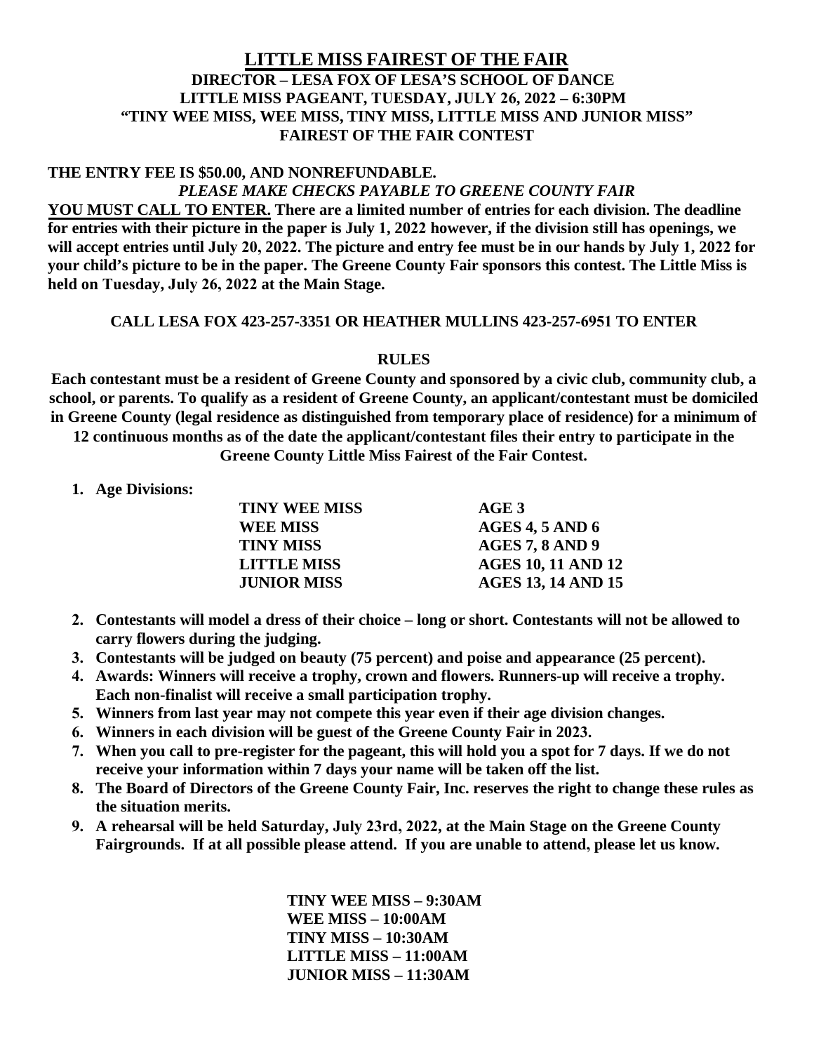# LITTLE MISS FAIREST OF THE FAIR

**DIRECTOR – LESA FOX OF LESA'S SCHOOL OF DANCE**
**LITTLE MISS PAGEANT, TUESDAY, JULY 26, 2022 – 6:30PM**
**"TINY WEE MISS, WEE MISS, TINY MISS, LITTLE MISS AND JUNIOR MISS"**
**FAIREST OF THE FAIR CONTEST**

**THE ENTRY FEE IS $50.00, AND NONREFUNDABLE.**

***PLEASE MAKE CHECKS PAYABLE TO GREENE COUNTY FAIR***

**YOU MUST CALL TO ENTER. There are a limited number of entries for each division. The deadline for entries with their picture in the paper is July 1, 2022 however, if the division still has openings, we will accept entries until July 20, 2022. The picture and entry fee must be in our hands by July 1, 2022 for your child's picture to be in the paper. The Greene County Fair sponsors this contest. The Little Miss is held on Tuesday, July 26, 2022 at the Main Stage.**

**CALL LESA FOX 423-257-3351 OR HEATHER MULLINS 423-257-6951 TO ENTER**

## RULES

**Each contestant must be a resident of Greene County and sponsored by a civic club, community club, a school, or parents. To qualify as a resident of Greene County, an applicant/contestant must be domiciled in Greene County (legal residence as distinguished from temporary place of residence) for a minimum of 12 continuous months as of the date the applicant/contestant files their entry to participate in the Greene County Little Miss Fairest of the Fair Contest.**

1. **Age Divisions:**

| | |
|---|---|
| TINY WEE MISS | AGE 3 |
| WEE MISS | AGES 4, 5 AND 6 |
| TINY MISS | AGES 7, 8 AND 9 |
| LITTLE MISS | AGES 10, 11 AND 12 |
| JUNIOR MISS | AGES 13, 14 AND 15 |

2. **Contestants will model a dress of their choice – long or short. Contestants will not be allowed to carry flowers during the judging.**
3. **Contestants will be judged on beauty (75 percent) and poise and appearance (25 percent).**
4. **Awards: Winners will receive a trophy, crown and flowers. Runners-up will receive a trophy. Each non-finalist will receive a small participation trophy.**
5. **Winners from last year may not compete this year even if their age division changes.**
6. **Winners in each division will be guest of the Greene County Fair in 2023.**
7. **When you call to pre-register for the pageant, this will hold you a spot for 7 days. If we do not receive your information within 7 days your name will be taken off the list.**
8. **The Board of Directors of the Greene County Fair, Inc. reserves the right to change these rules as the situation merits.**
9. **A rehearsal will be held Saturday, July 23rd, 2022, at the Main Stage on the Greene County Fairgrounds. If at all possible please attend. If you are unable to attend, please let us know.**

**TINY WEE MISS – 9:30AM**
**WEE MISS – 10:00AM**
**TINY MISS – 10:30AM**
**LITTLE MISS – 11:00AM**
**JUNIOR MISS – 11:30AM**